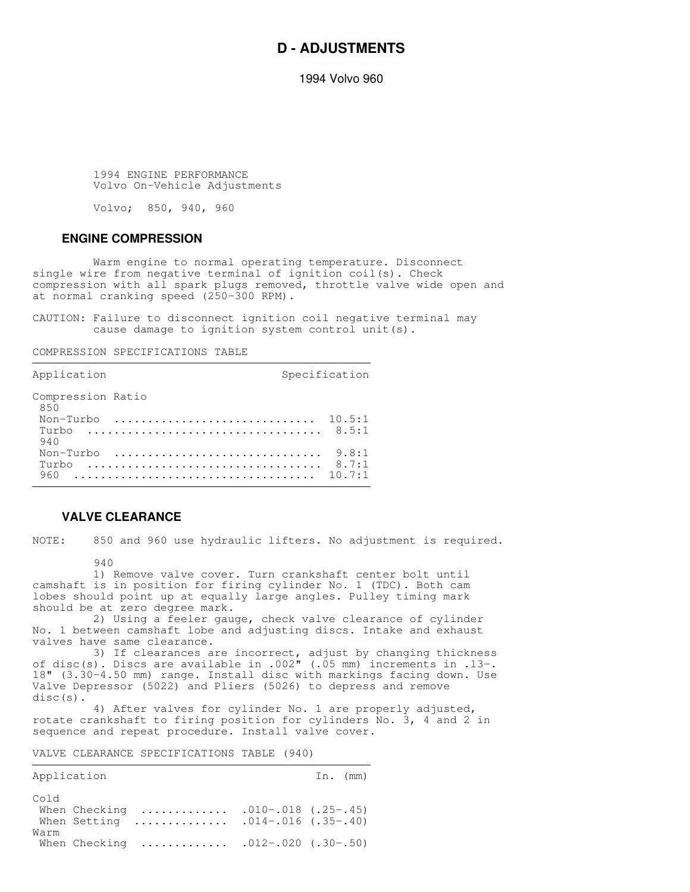# D - ADJUSTMENTS

1994 Volvo 960

1994 ENGINE PERFORMANCE
Volvo On-Vehicle Adjustments

Volvo; 850, 940, 960

## ENGINE COMPRESSION

Warm engine to normal operating temperature. Disconnect single wire from negative terminal of ignition coil(s). Check compression with all spark plugs removed, throttle valve wide open and at normal cranking speed (250-300 RPM).

CAUTION: Failure to disconnect ignition coil negative terminal may cause damage to ignition system control unit(s).

COMPRESSION SPECIFICATIONS TABLE

| Application | Specification |
|---|---|
| Compression Ratio | |
| 850 | |
| Non-Turbo | 10.5:1 |
| Turbo | 8.5:1 |
| 940 | |
| Non-Turbo | 9.8:1 |
| Turbo | 8.7:1 |
| 960 | 10.7:1 |

## VALVE CLEARANCE

NOTE: 850 and 960 use hydraulic lifters. No adjustment is required.

940

1) Remove valve cover. Turn crankshaft center bolt until camshaft is in position for firing cylinder No. 1 (TDC). Both cam lobes should point up at equally large angles. Pulley timing mark should be at zero degree mark.

2) Using a feeler gauge, check valve clearance of cylinder No. 1 between camshaft lobe and adjusting discs. Intake and exhaust valves have same clearance.

3) If clearances are incorrect, adjust by changing thickness of disc(s). Discs are available in .002" (.05 mm) increments in .13-.18" (3.30-4.50 mm) range. Install disc with markings facing down. Use Valve Depressor (5022) and Pliers (5026) to depress and remove disc(s).

4) After valves for cylinder No. 1 are properly adjusted, rotate crankshaft to firing position for cylinders No. 3, 4 and 2 in sequence and repeat procedure. Install valve cover.

VALVE CLEARANCE SPECIFICATIONS TABLE (940)

| Application | In. (mm) |
|---|---|
| Cold | |
| When Checking | .010-.018 (.25-.45) |
| When Setting | .014-.016 (.35-.40) |
| Warm | |
| When Checking | .012-.020 (.30-.50) |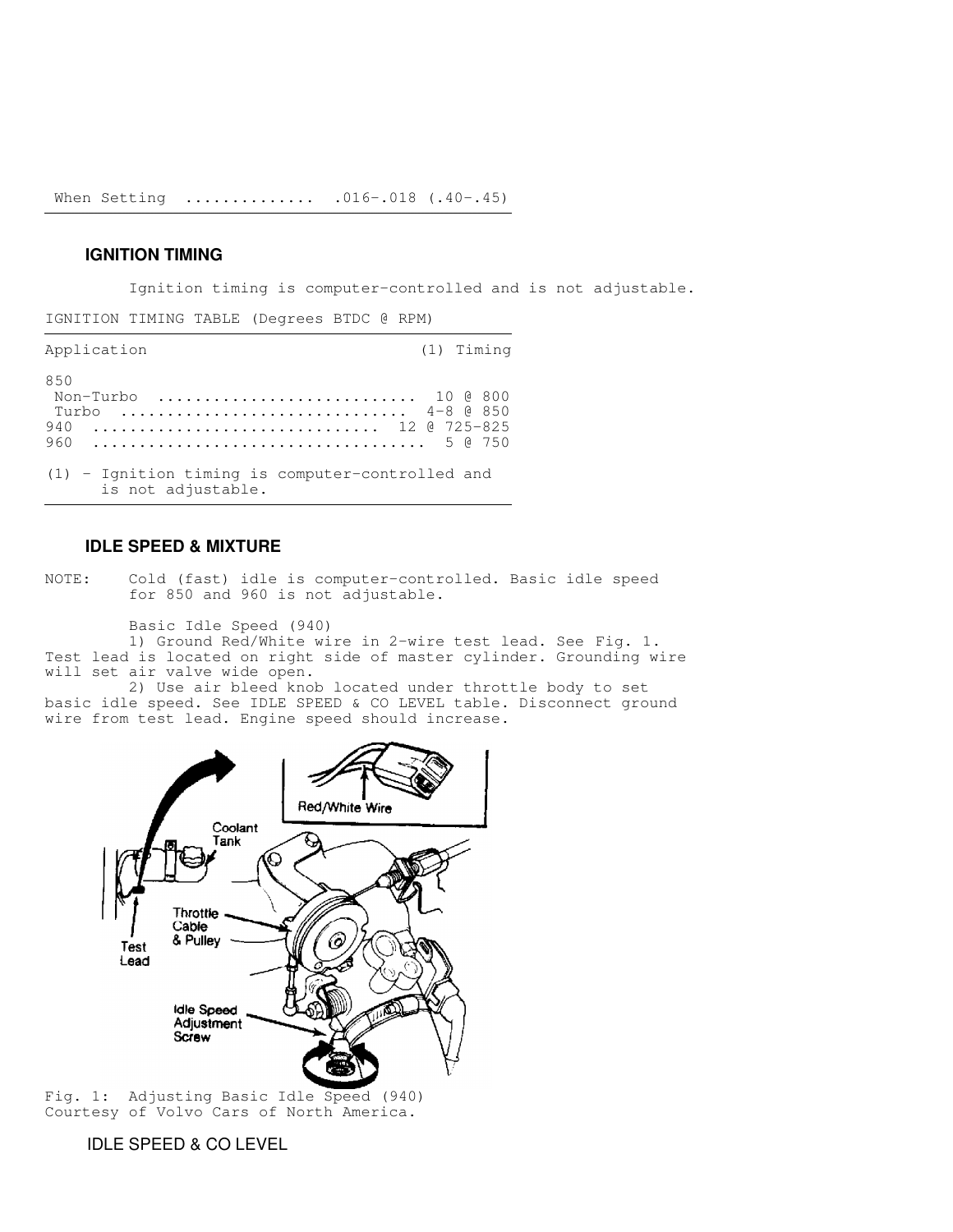| When Setting | .016-.018 (.40-.45) |
|---|---|

### IGNITION TIMING

Ignition timing is computer-controlled and is not adjustable.

IGNITION TIMING TABLE (Degrees BTDC @ RPM)

| Application | (1) Timing |
|---|---|
| 850 | |
| Non-Turbo | 10 @ 800 |
| Turbo | 4-8 @ 850 |
| 940 | 12 @ 725-825 |
| 960 | 5 @ 750 |

(1) - Ignition timing is computer-controlled and is not adjustable.

### IDLE SPEED & MIXTURE

NOTE: Cold (fast) idle is computer-controlled. Basic idle speed for 850 and 960 is not adjustable.

Basic Idle Speed (940)

1) Ground Red/White wire in 2-wire test lead. See Fig. 1. Test lead is located on right side of master cylinder. Grounding wire will set air valve wide open.

2) Use air bleed knob located under throttle body to set basic idle speed. See IDLE SPEED & CO LEVEL table. Disconnect ground wire from test lead. Engine speed should increase.

Fig. 1: Adjusting Basic Idle Speed (940)
Courtesy of Volvo Cars of North America.

IDLE SPEED & CO LEVEL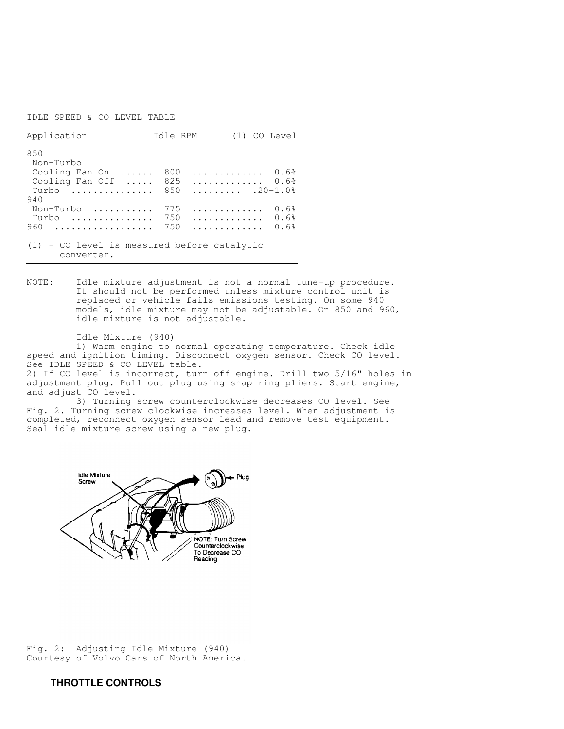IDLE SPEED & CO LEVEL TABLE

| Application | Idle RPM | (1) CO Level |
| --- | --- | --- |
| 850 | | |
| Non-Turbo | | |
| Cooling Fan On | 800 | 0.6% |
| Cooling Fan Off | 825 | 0.6% |
| Turbo | 850 | .20-1.0% |
| 940 | | |
| Non-Turbo | 775 | 0.6% |
| Turbo | 750 | 0.6% |
| 960 | 750 | 0.6% |

(1) - CO level is measured before catalytic converter.

NOTE: Idle mixture adjustment is not a normal tune-up procedure. It should not be performed unless mixture control unit is replaced or vehicle fails emissions testing. On some 940 models, idle mixture may not be adjustable. On 850 and 960, idle mixture is not adjustable.

Idle Mixture (940)

1) Warm engine to normal operating temperature. Check idle speed and ignition timing. Disconnect oxygen sensor. Check CO level. See IDLE SPEED & CO LEVEL table.

2) If CO level is incorrect, turn off engine. Drill two 5/16" holes in adjustment plug. Pull out plug using snap ring pliers. Start engine, and adjust CO level.

3) Turning screw counterclockwise decreases CO level. See Fig. 2. Turning screw clockwise increases level. When adjustment is completed, reconnect oxygen sensor lead and remove test equipment. Seal idle mixture screw using a new plug.

Fig. 2: Adjusting Idle Mixture (940)
Courtesy of Volvo Cars of North America.

## THROTTLE CONTROLS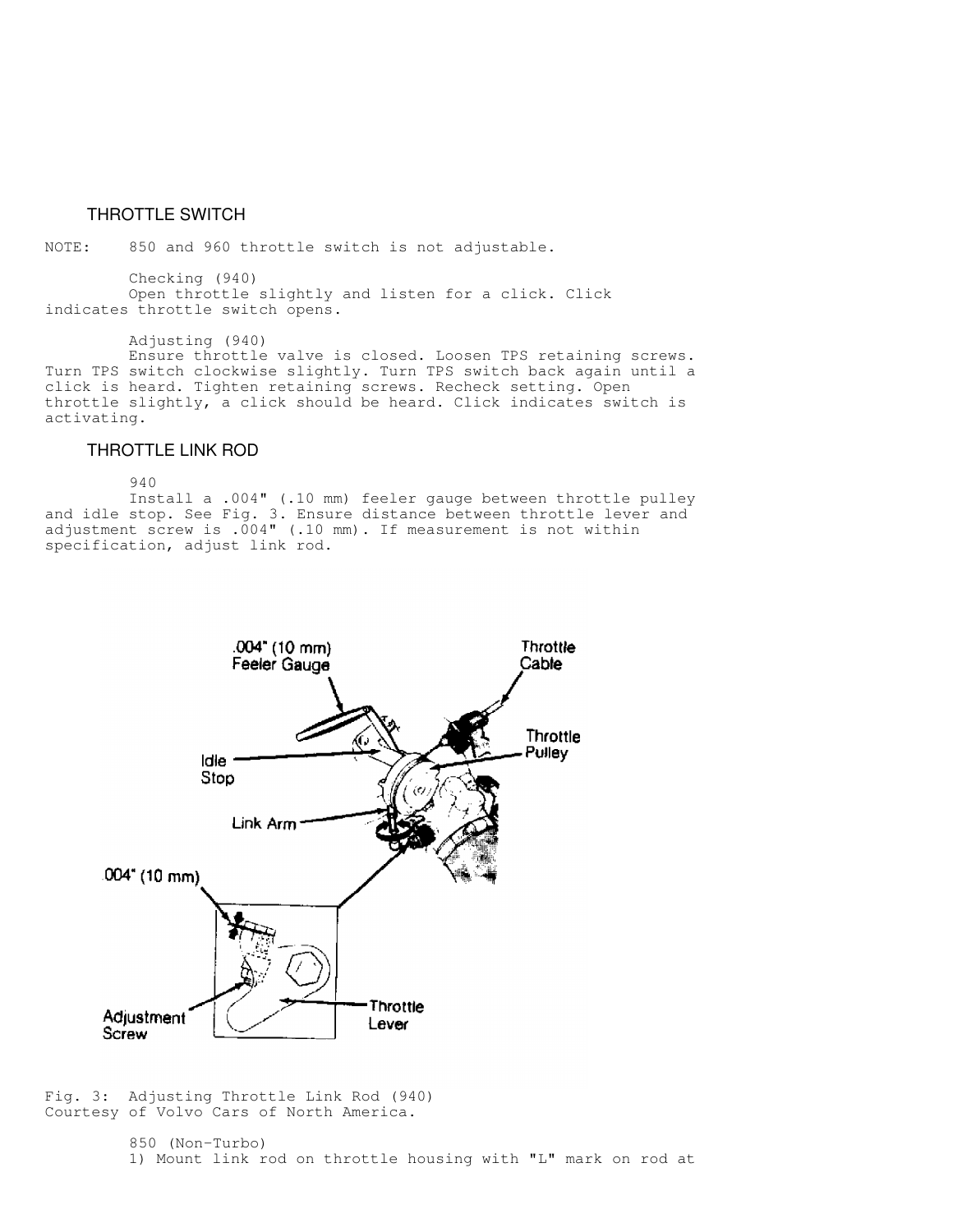## THROTTLE SWITCH

NOTE: 850 and 960 throttle switch is not adjustable.

Checking (940)

Open throttle slightly and listen for a click. Click indicates throttle switch opens.

Adjusting (940)

Ensure throttle valve is closed. Loosen TPS retaining screws. Turn TPS switch clockwise slightly. Turn TPS switch back again until a click is heard. Tighten retaining screws. Recheck setting. Open throttle slightly, a click should be heard. Click indicates switch is activating.

## THROTTLE LINK ROD

940

Install a .004" (.10 mm) feeler gauge between throttle pulley and idle stop. See Fig. 3. Ensure distance between throttle lever and adjustment screw is .004" (.10 mm). If measurement is not within specification, adjust link rod.

Fig. 3: Adjusting Throttle Link Rod (940)
Courtesy of Volvo Cars of North America.

850 (Non-Turbo)

1) Mount link rod on throttle housing with "L" mark on rod at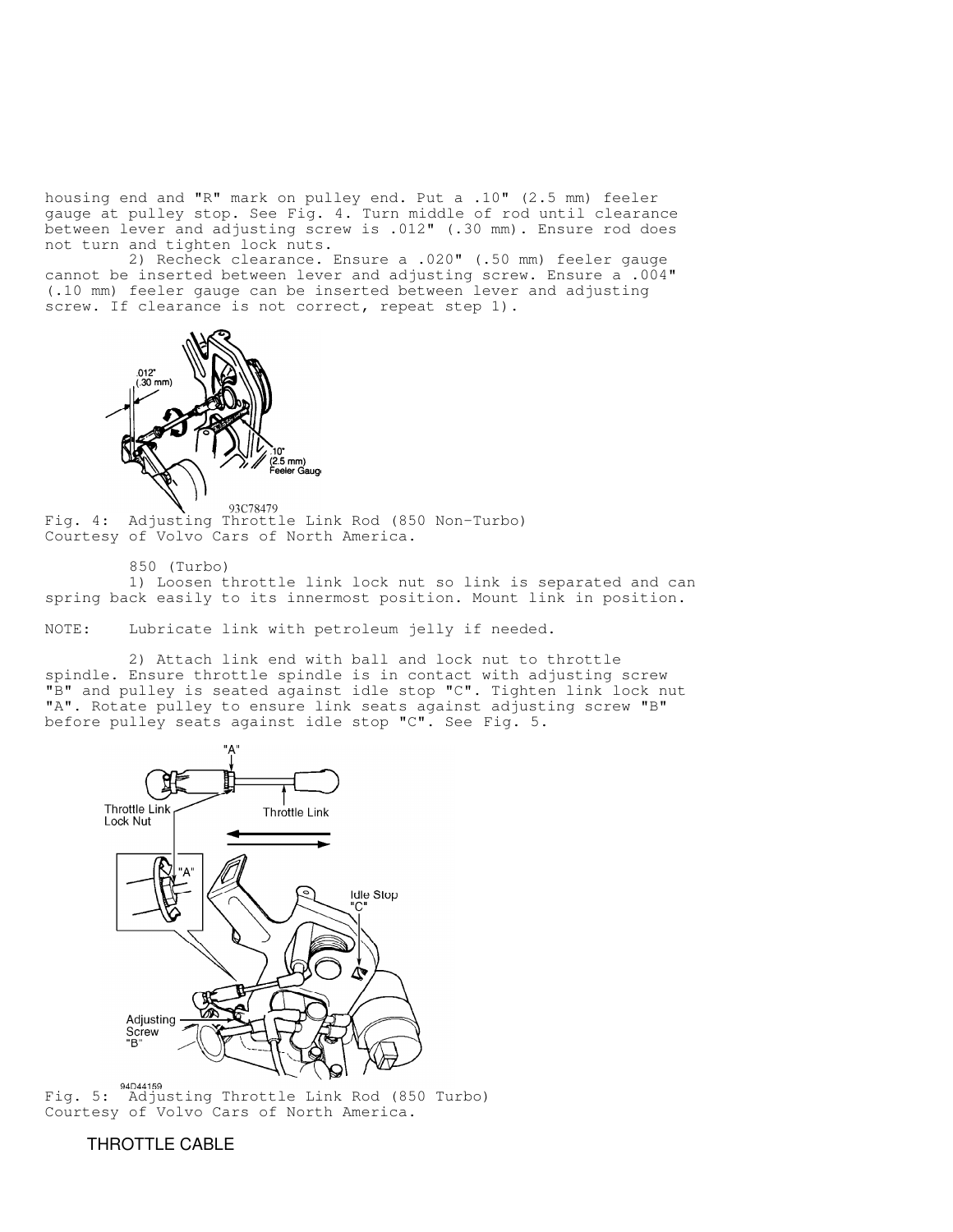housing end and "R" mark on pulley end. Put a .10" (2.5 mm) feeler gauge at pulley stop. See Fig. 4. Turn middle of rod until clearance between lever and adjusting screw is .012" (.30 mm). Ensure rod does not turn and tighten lock nuts.

2) Recheck clearance. Ensure a .020" (.50 mm) feeler gauge cannot be inserted between lever and adjusting screw. Ensure a .004" (.10 mm) feeler gauge can be inserted between lever and adjusting screw. If clearance is not correct, repeat step 1).

Fig. 4: Adjusting Throttle Link Rod (850 Non-Turbo)
Courtesy of Volvo Cars of North America.

850 (Turbo)

1) Loosen throttle link lock nut so link is separated and can spring back easily to its innermost position. Mount link in position.

NOTE: Lubricate link with petroleum jelly if needed.

2) Attach link end with ball and lock nut to throttle spindle. Ensure throttle spindle is in contact with adjusting screw "B" and pulley is seated against idle stop "C". Tighten link lock nut "A". Rotate pulley to ensure link seats against adjusting screw "B" before pulley seats against idle stop "C". See Fig. 5.

Fig. 5: Adjusting Throttle Link Rod (850 Turbo)
Courtesy of Volvo Cars of North America.

## THROTTLE CABLE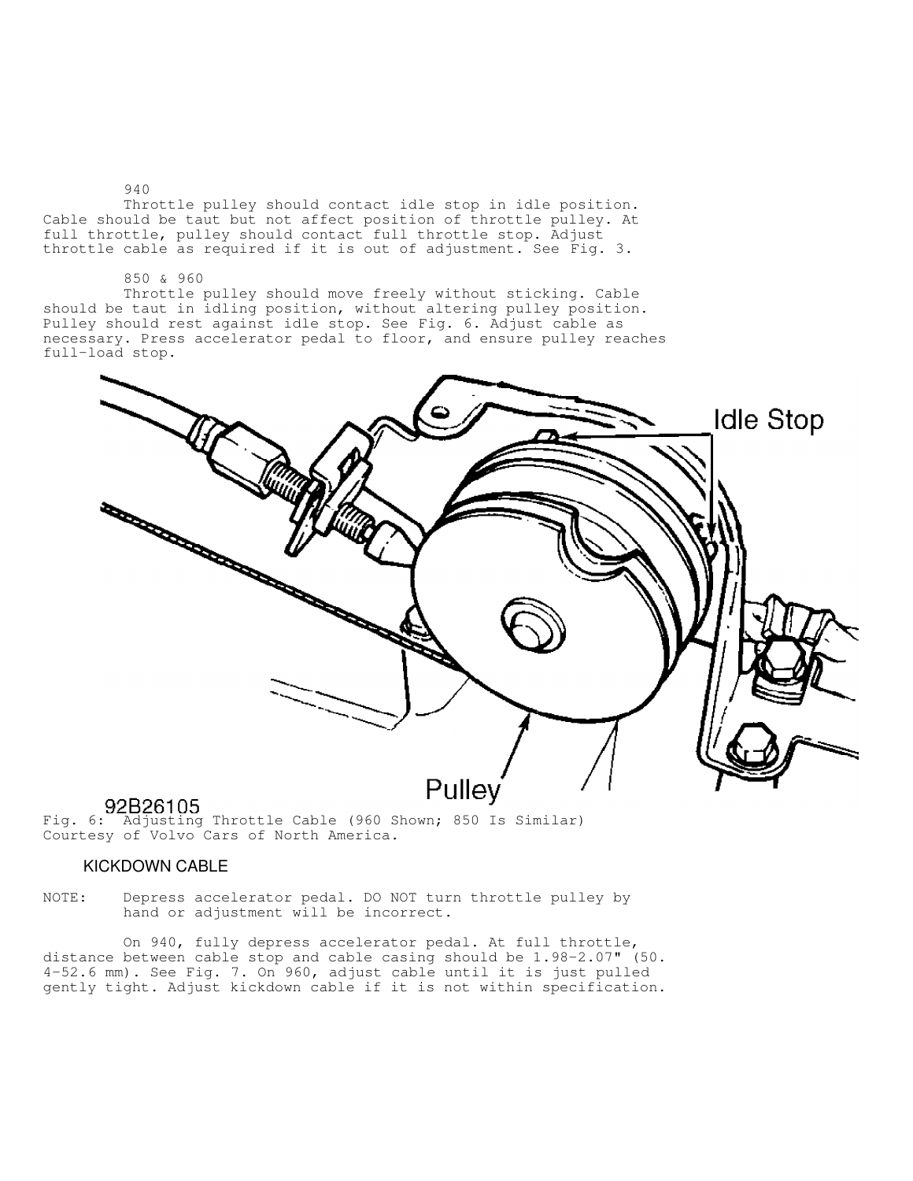940

Throttle pulley should contact idle stop in idle position. Cable should be taut but not affect position of throttle pulley. At full throttle, pulley should contact full throttle stop. Adjust throttle cable as required if it is out of adjustment. See Fig. 3.

850 & 960

Throttle pulley should move freely without sticking. Cable should be taut in idling position, without altering pulley position. Pulley should rest against idle stop. See Fig. 6. Adjust cable as necessary. Press accelerator pedal to floor, and ensure pulley reaches full-load stop.

Fig. 6: Adjusting Throttle Cable (960 Shown; 850 Is Similar)
Courtesy of Volvo Cars of North America.

### KICKDOWN CABLE

NOTE: Depress accelerator pedal. DO NOT turn throttle pulley by hand or adjustment will be incorrect.

On 940, fully depress accelerator pedal. At full throttle, distance between cable stop and cable casing should be 1.98-2.07" (50.4-52.6 mm). See Fig. 7. On 960, adjust cable until it is just pulled gently tight. Adjust kickdown cable if it is not within specification.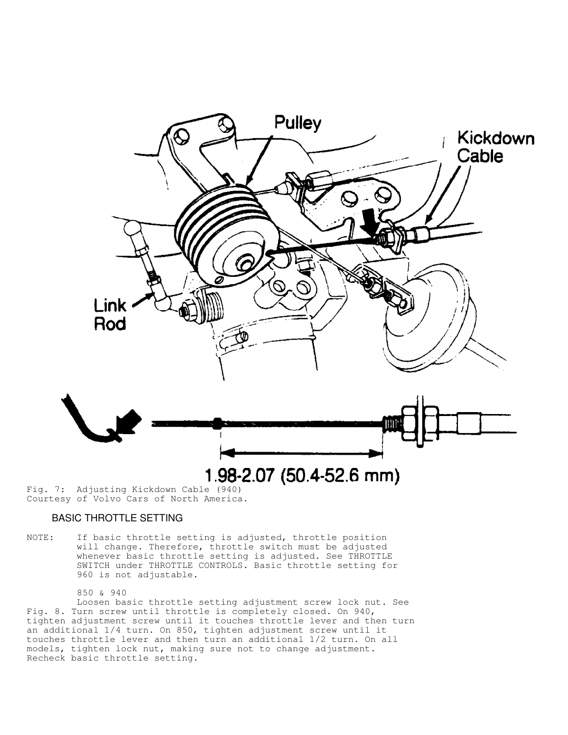Fig. 7: Adjusting Kickdown Cable (940)
Courtesy of Volvo Cars of North America.

### BASIC THROTTLE SETTING

NOTE: If basic throttle setting is adjusted, throttle position will change. Therefore, throttle switch must be adjusted whenever basic throttle setting is adjusted. See THROTTLE SWITCH under THROTTLE CONTROLS. Basic throttle setting for 960 is not adjustable.

850 & 940

Loosen basic throttle setting adjustment screw lock nut. See Fig. 8. Turn screw until throttle is completely closed. On 940, tighten adjustment screw until it touches throttle lever and then turn an additional 1/4 turn. On 850, tighten adjustment screw until it touches throttle lever and then turn an additional 1/2 turn. On all models, tighten lock nut, making sure not to change adjustment. Recheck basic throttle setting.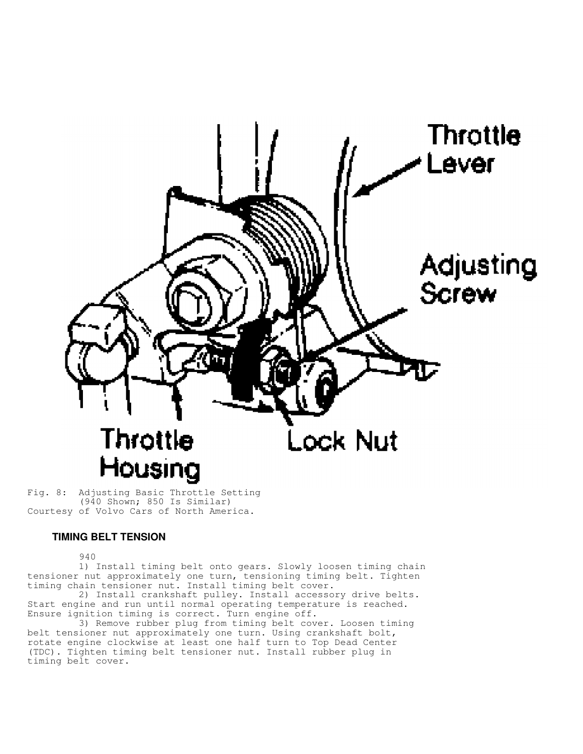Throttle Lever

Adjusting Screw

Throttle Housing

Lock Nut

Fig. 8: Adjusting Basic Throttle Setting
(940 Shown; 850 Is Similar)
Courtesy of Volvo Cars of North America.

### TIMING BELT TENSION

940

1) Install timing belt onto gears. Slowly loosen timing chain tensioner nut approximately one turn, tensioning timing belt. Tighten timing chain tensioner nut. Install timing belt cover.

2) Install crankshaft pulley. Install accessory drive belts. Start engine and run until normal operating temperature is reached. Ensure ignition timing is correct. Turn engine off.

3) Remove rubber plug from timing belt cover. Loosen timing belt tensioner nut approximately one turn. Using crankshaft bolt, rotate engine clockwise at least one half turn to Top Dead Center (TDC). Tighten timing belt tensioner nut. Install rubber plug in timing belt cover.